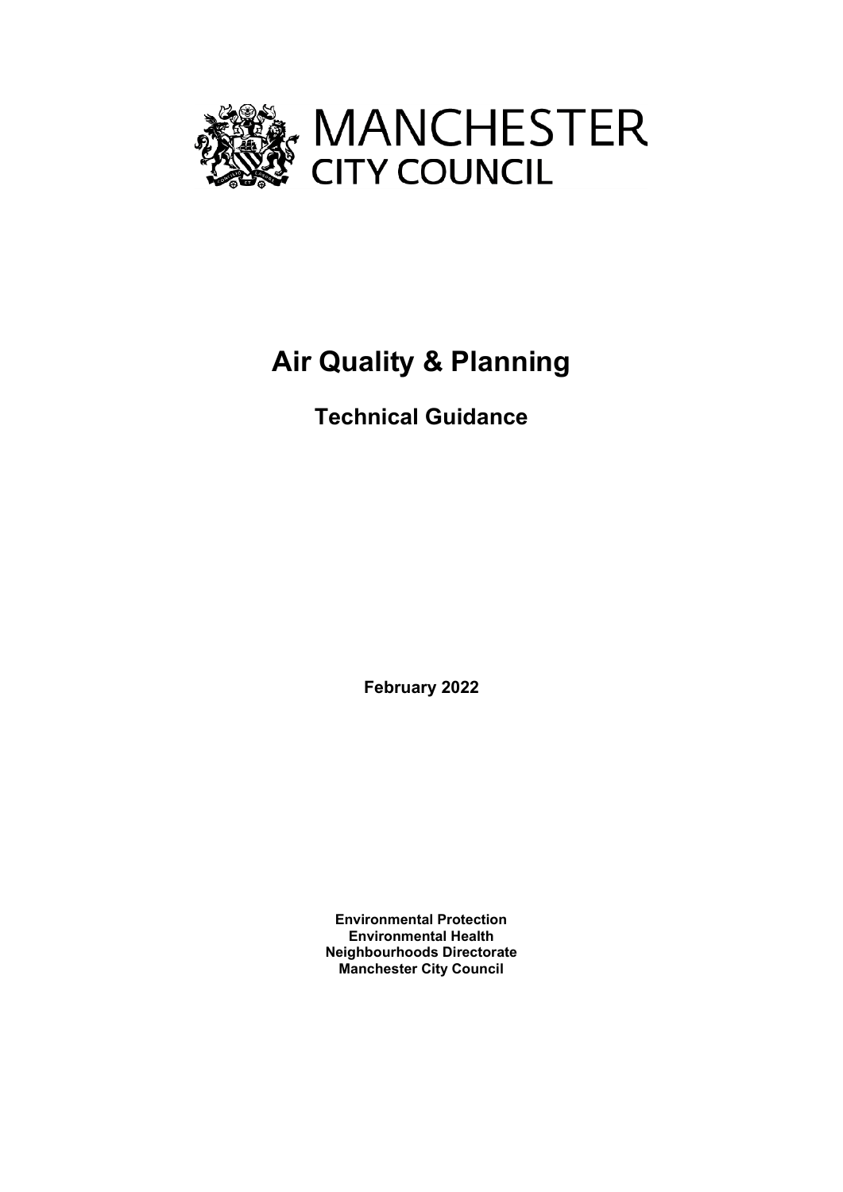MANCHESTER
CITY COUNCIL

# Air Quality & Planning

## Technical Guidance

**February 2022**

**Environmental Protection**
**Environmental Health**
**Neighbourhoods Directorate**
**Manchester City Council**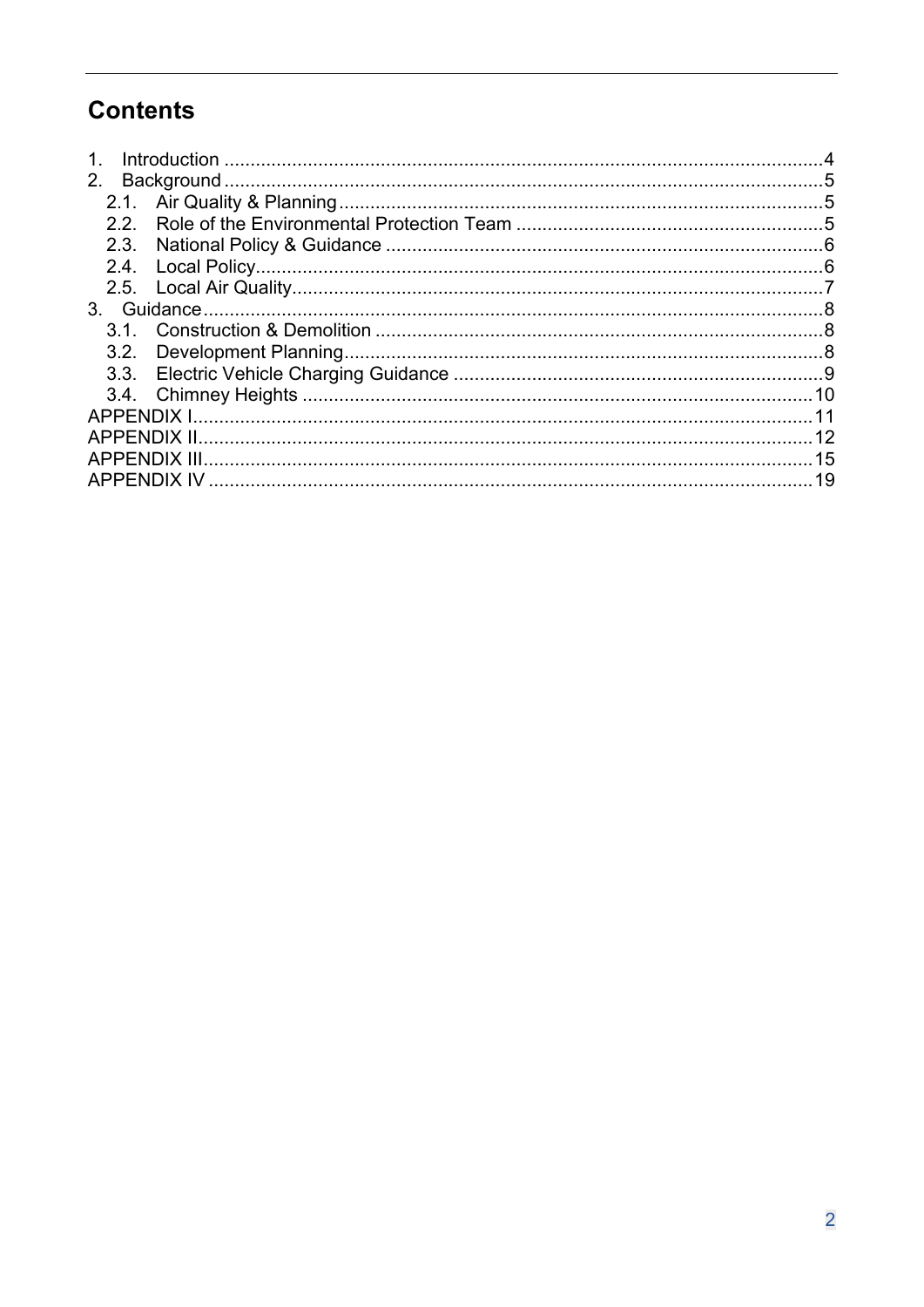## Contents

1. Introduction .......... 4
2. Background .......... 5
   - 2.1. Air Quality & Planning .......... 5
   - 2.2. Role of the Environmental Protection Team .......... 5
   - 2.3. National Policy & Guidance .......... 6
   - 2.4. Local Policy .......... 6
   - 2.5. Local Air Quality .......... 7
3. Guidance .......... 8
   - 3.1. Construction & Demolition .......... 8
   - 3.2. Development Planning .......... 8
   - 3.3. Electric Vehicle Charging Guidance .......... 9
   - 3.4. Chimney Heights .......... 10

APPENDIX I .......... 11

APPENDIX II .......... 12

APPENDIX III .......... 15

APPENDIX IV .......... 19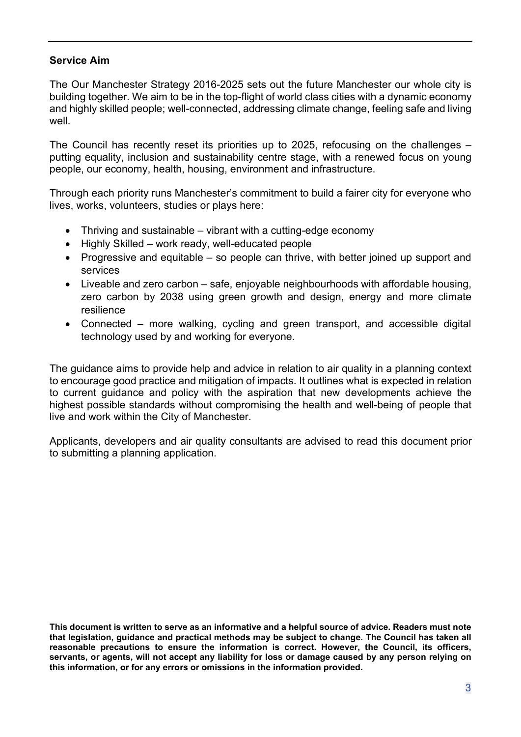## Service Aim

The Our Manchester Strategy 2016-2025 sets out the future Manchester our whole city is building together. We aim to be in the top-flight of world class cities with a dynamic economy and highly skilled people; well-connected, addressing climate change, feeling safe and living well.

The Council has recently reset its priorities up to 2025, refocusing on the challenges – putting equality, inclusion and sustainability centre stage, with a renewed focus on young people, our economy, health, housing, environment and infrastructure.

Through each priority runs Manchester's commitment to build a fairer city for everyone who lives, works, volunteers, studies or plays here:

- Thriving and sustainable – vibrant with a cutting-edge economy
- Highly Skilled – work ready, well-educated people
- Progressive and equitable – so people can thrive, with better joined up support and services
- Liveable and zero carbon – safe, enjoyable neighbourhoods with affordable housing, zero carbon by 2038 using green growth and design, energy and more climate resilience
- Connected – more walking, cycling and green transport, and accessible digital technology used by and working for everyone.

The guidance aims to provide help and advice in relation to air quality in a planning context to encourage good practice and mitigation of impacts. It outlines what is expected in relation to current guidance and policy with the aspiration that new developments achieve the highest possible standards without compromising the health and well-being of people that live and work within the City of Manchester.

Applicants, developers and air quality consultants are advised to read this document prior to submitting a planning application.

**This document is written to serve as an informative and a helpful source of advice. Readers must note that legislation, guidance and practical methods may be subject to change. The Council has taken all reasonable precautions to ensure the information is correct. However, the Council, its officers, servants, or agents, will not accept any liability for loss or damage caused by any person relying on this information, or for any errors or omissions in the information provided.**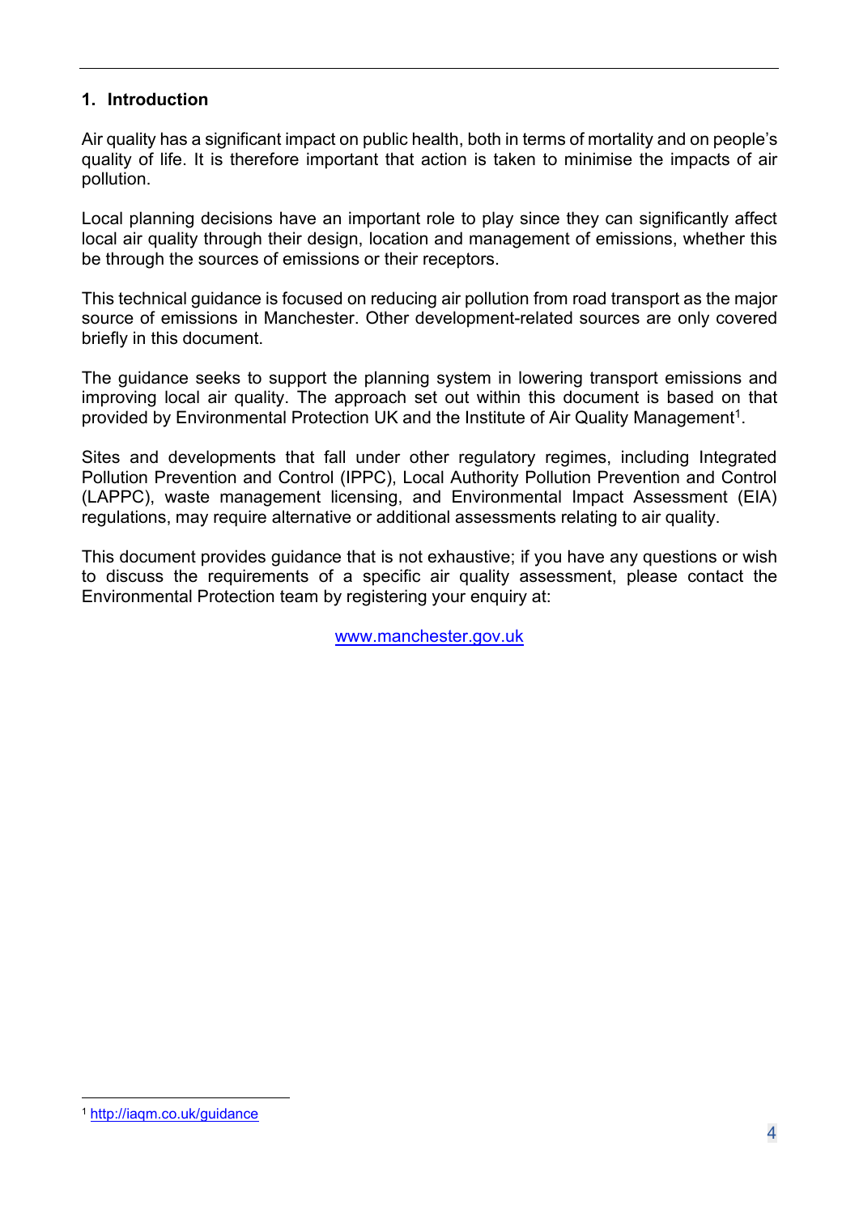## 1. Introduction

Air quality has a significant impact on public health, both in terms of mortality and on people's quality of life. It is therefore important that action is taken to minimise the impacts of air pollution.

Local planning decisions have an important role to play since they can significantly affect local air quality through their design, location and management of emissions, whether this be through the sources of emissions or their receptors.

This technical guidance is focused on reducing air pollution from road transport as the major source of emissions in Manchester. Other development-related sources are only covered briefly in this document.

The guidance seeks to support the planning system in lowering transport emissions and improving local air quality. The approach set out within this document is based on that provided by Environmental Protection UK and the Institute of Air Quality Management[1].

Sites and developments that fall under other regulatory regimes, including Integrated Pollution Prevention and Control (IPPC), Local Authority Pollution Prevention and Control (LAPPC), waste management licensing, and Environmental Impact Assessment (EIA) regulations, may require alternative or additional assessments relating to air quality.

This document provides guidance that is not exhaustive; if you have any questions or wish to discuss the requirements of a specific air quality assessment, please contact the Environmental Protection team by registering your enquiry at:

www.manchester.gov.uk

---

[1] http://iaqm.co.uk/guidance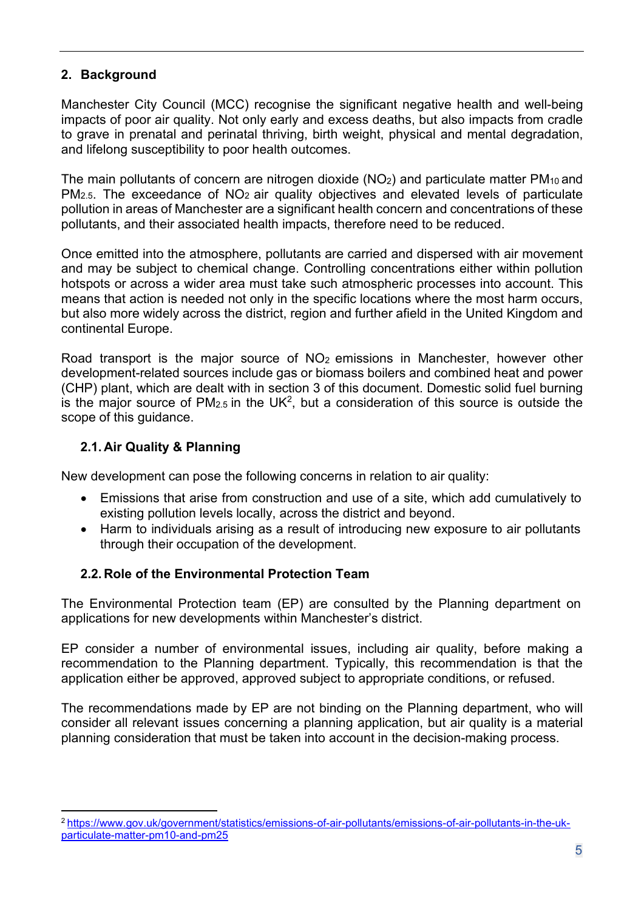## 2. Background

Manchester City Council (MCC) recognise the significant negative health and well-being impacts of poor air quality. Not only early and excess deaths, but also impacts from cradle to grave in prenatal and perinatal thriving, birth weight, physical and mental degradation, and lifelong susceptibility to poor health outcomes.

The main pollutants of concern are nitrogen dioxide ($NO_2$) and particulate matter $PM_{10}$ and $PM_{2.5}$. The exceedance of $NO_2$ air quality objectives and elevated levels of particulate pollution in areas of Manchester are a significant health concern and concentrations of these pollutants, and their associated health impacts, therefore need to be reduced.

Once emitted into the atmosphere, pollutants are carried and dispersed with air movement and may be subject to chemical change. Controlling concentrations either within pollution hotspots or across a wider area must take such atmospheric processes into account. This means that action is needed not only in the specific locations where the most harm occurs, but also more widely across the district, region and further afield in the United Kingdom and continental Europe.

Road transport is the major source of $NO_2$ emissions in Manchester, however other development-related sources include gas or biomass boilers and combined heat and power (CHP) plant, which are dealt with in section 3 of this document. Domestic solid fuel burning is the major source of $PM_{2.5}$ in the UK[2], but a consideration of this source is outside the scope of this guidance.

### 2.1. Air Quality & Planning

New development can pose the following concerns in relation to air quality:

- Emissions that arise from construction and use of a site, which add cumulatively to existing pollution levels locally, across the district and beyond.
- Harm to individuals arising as a result of introducing new exposure to air pollutants through their occupation of the development.

### 2.2. Role of the Environmental Protection Team

The Environmental Protection team (EP) are consulted by the Planning department on applications for new developments within Manchester's district.

EP consider a number of environmental issues, including air quality, before making a recommendation to the Planning department. Typically, this recommendation is that the application either be approved, approved subject to appropriate conditions, or refused.

The recommendations made by EP are not binding on the Planning department, who will consider all relevant issues concerning a planning application, but air quality is a material planning consideration that must be taken into account in the decision-making process.

---

[2] https://www.gov.uk/government/statistics/emissions-of-air-pollutants/emissions-of-air-pollutants-in-the-uk-particulate-matter-pm10-and-pm25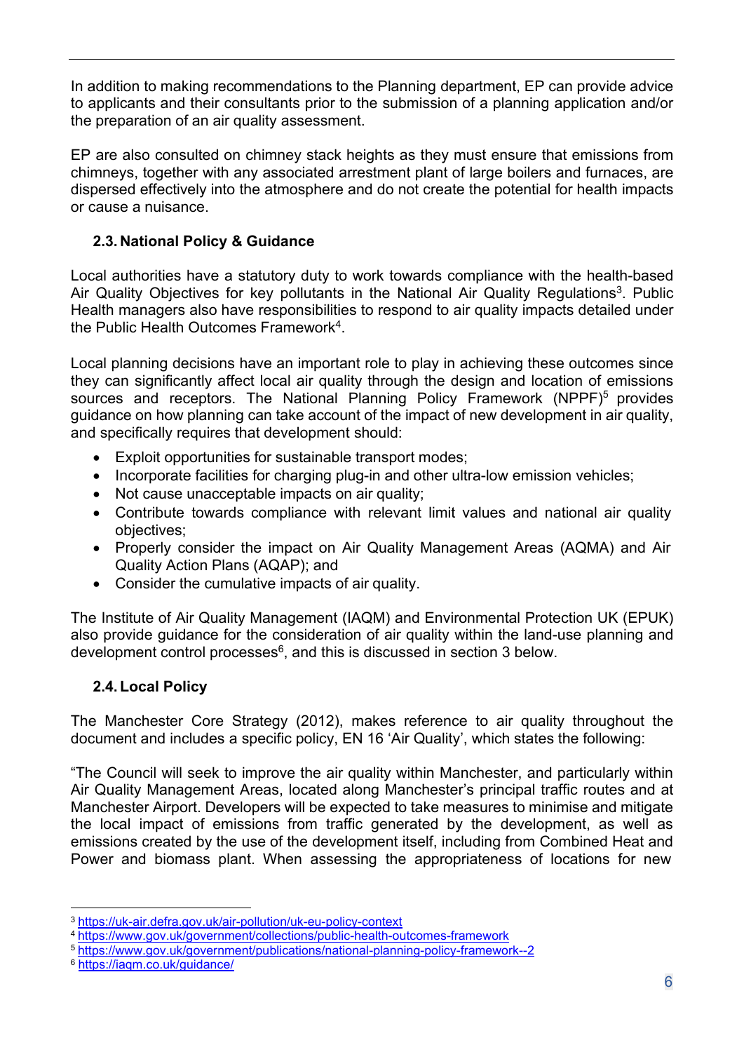In addition to making recommendations to the Planning department, EP can provide advice to applicants and their consultants prior to the submission of a planning application and/or the preparation of an air quality assessment.

EP are also consulted on chimney stack heights as they must ensure that emissions from chimneys, together with any associated arrestment plant of large boilers and furnaces, are dispersed effectively into the atmosphere and do not create the potential for health impacts or cause a nuisance.

### 2.3. National Policy & Guidance

Local authorities have a statutory duty to work towards compliance with the health-based Air Quality Objectives for key pollutants in the National Air Quality Regulations[3]. Public Health managers also have responsibilities to respond to air quality impacts detailed under the Public Health Outcomes Framework[4].

Local planning decisions have an important role to play in achieving these outcomes since they can significantly affect local air quality through the design and location of emissions sources and receptors. The National Planning Policy Framework (NPPF)[5] provides guidance on how planning can take account of the impact of new development in air quality, and specifically requires that development should:

- Exploit opportunities for sustainable transport modes;
- Incorporate facilities for charging plug-in and other ultra-low emission vehicles;
- Not cause unacceptable impacts on air quality;
- Contribute towards compliance with relevant limit values and national air quality objectives;
- Properly consider the impact on Air Quality Management Areas (AQMA) and Air Quality Action Plans (AQAP); and
- Consider the cumulative impacts of air quality.

The Institute of Air Quality Management (IAQM) and Environmental Protection UK (EPUK) also provide guidance for the consideration of air quality within the land-use planning and development control processes[6], and this is discussed in section 3 below.

### 2.4. Local Policy

The Manchester Core Strategy (2012), makes reference to air quality throughout the document and includes a specific policy, EN 16 'Air Quality', which states the following:

"The Council will seek to improve the air quality within Manchester, and particularly within Air Quality Management Areas, located along Manchester's principal traffic routes and at Manchester Airport. Developers will be expected to take measures to minimise and mitigate the local impact of emissions from traffic generated by the development, as well as emissions created by the use of the development itself, including from Combined Heat and Power and biomass plant. When assessing the appropriateness of locations for new

---

[3] https://uk-air.defra.gov.uk/air-pollution/uk-eu-policy-context

[4] https://www.gov.uk/government/collections/public-health-outcomes-framework

[5] https://www.gov.uk/government/publications/national-planning-policy-framework--2

[6] https://iaqm.co.uk/guidance/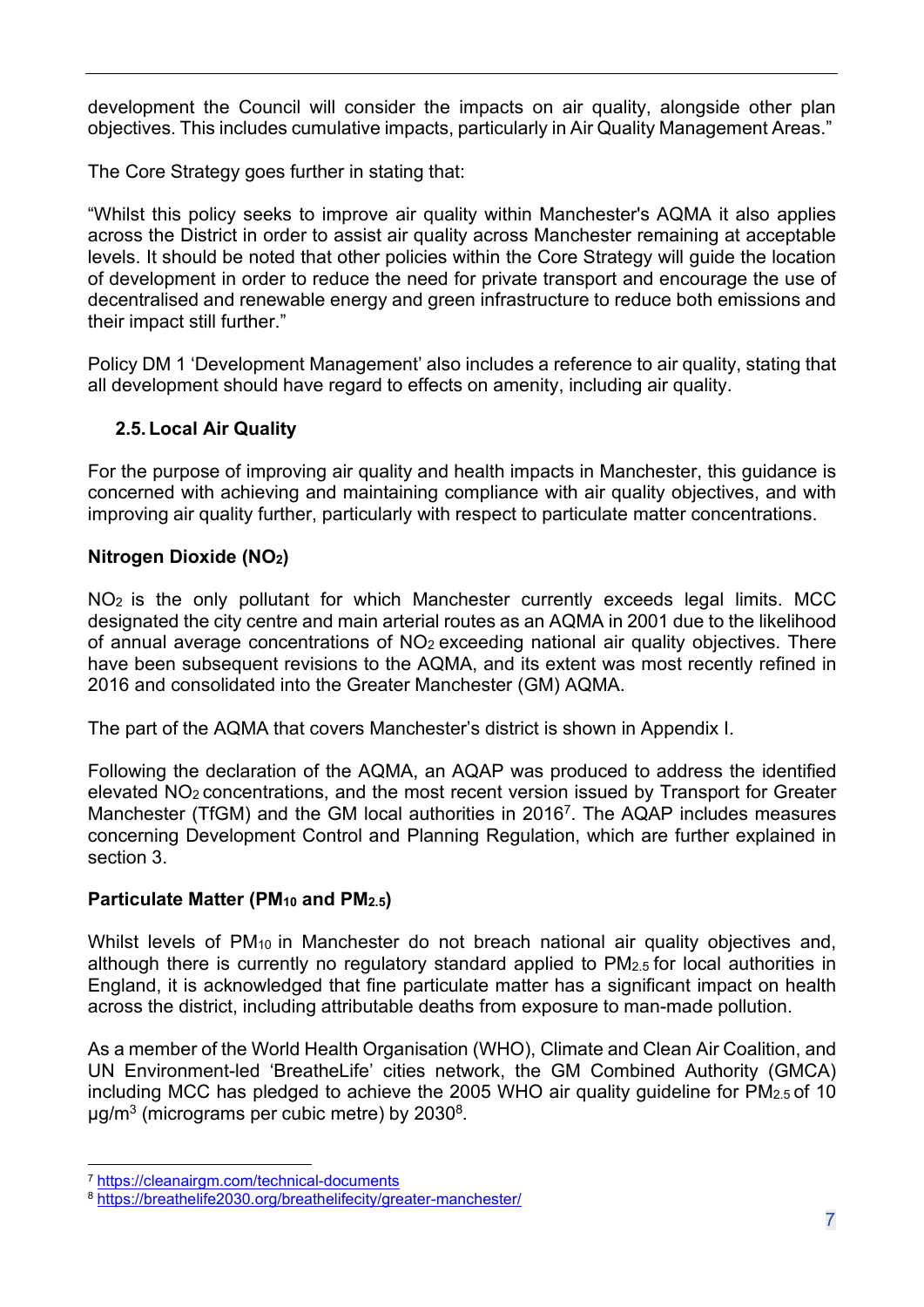development the Council will consider the impacts on air quality, alongside other plan objectives. This includes cumulative impacts, particularly in Air Quality Management Areas."

The Core Strategy goes further in stating that:

"Whilst this policy seeks to improve air quality within Manchester's AQMA it also applies across the District in order to assist air quality across Manchester remaining at acceptable levels. It should be noted that other policies within the Core Strategy will guide the location of development in order to reduce the need for private transport and encourage the use of decentralised and renewable energy and green infrastructure to reduce both emissions and their impact still further."

Policy DM 1 'Development Management' also includes a reference to air quality, stating that all development should have regard to effects on amenity, including air quality.

## 2.5. Local Air Quality

For the purpose of improving air quality and health impacts in Manchester, this guidance is concerned with achieving and maintaining compliance with air quality objectives, and with improving air quality further, particularly with respect to particulate matter concentrations.

**Nitrogen Dioxide ($NO_2$)**

$NO_2$ is the only pollutant for which Manchester currently exceeds legal limits. MCC designated the city centre and main arterial routes as an AQMA in 2001 due to the likelihood of annual average concentrations of $NO_2$ exceeding national air quality objectives. There have been subsequent revisions to the AQMA, and its extent was most recently refined in 2016 and consolidated into the Greater Manchester (GM) AQMA.

The part of the AQMA that covers Manchester's district is shown in Appendix I.

Following the declaration of the AQMA, an AQAP was produced to address the identified elevated $NO_2$ concentrations, and the most recent version issued by Transport for Greater Manchester (TfGM) and the GM local authorities in 2016[7]. The AQAP includes measures concerning Development Control and Planning Regulation, which are further explained in section 3.

**Particulate Matter ($PM_{10}$ and $PM_{2.5}$)**

Whilst levels of $PM_{10}$ in Manchester do not breach national air quality objectives and, although there is currently no regulatory standard applied to $PM_{2.5}$ for local authorities in England, it is acknowledged that fine particulate matter has a significant impact on health across the district, including attributable deaths from exposure to man-made pollution.

As a member of the World Health Organisation (WHO), Climate and Clean Air Coalition, and UN Environment-led 'BreatheLife' cities network, the GM Combined Authority (GMCA) including MCC has pledged to achieve the 2005 WHO air quality guideline for $PM_{2.5}$ of 10 $\mu g/m^3$ (micrograms per cubic metre) by 2030[8].

[7] https://cleanairgm.com/technical-documents

[8] https://breathelife2030.org/breathelifecity/greater-manchester/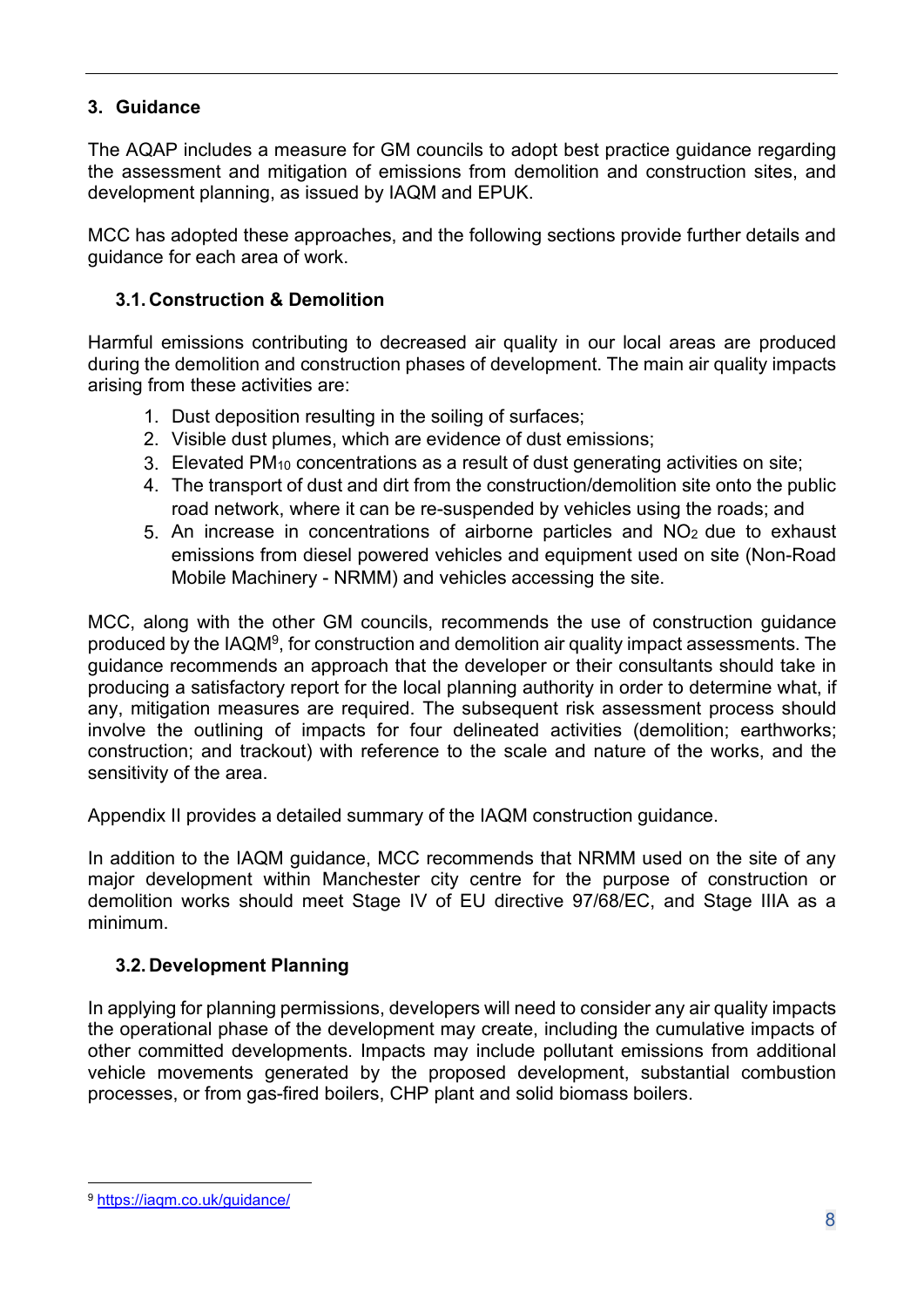## 3. Guidance

The AQAP includes a measure for GM councils to adopt best practice guidance regarding the assessment and mitigation of emissions from demolition and construction sites, and development planning, as issued by IAQM and EPUK.

MCC has adopted these approaches, and the following sections provide further details and guidance for each area of work.

### 3.1. Construction & Demolition

Harmful emissions contributing to decreased air quality in our local areas are produced during the demolition and construction phases of development. The main air quality impacts arising from these activities are:

1. Dust deposition resulting in the soiling of surfaces;
2. Visible dust plumes, which are evidence of dust emissions;
3. Elevated $PM_{10}$ concentrations as a result of dust generating activities on site;
4. The transport of dust and dirt from the construction/demolition site onto the public road network, where it can be re-suspended by vehicles using the roads; and
5. An increase in concentrations of airborne particles and $NO_2$ due to exhaust emissions from diesel powered vehicles and equipment used on site (Non-Road Mobile Machinery - NRMM) and vehicles accessing the site.

MCC, along with the other GM councils, recommends the use of construction guidance produced by the IAQM[9], for construction and demolition air quality impact assessments. The guidance recommends an approach that the developer or their consultants should take in producing a satisfactory report for the local planning authority in order to determine what, if any, mitigation measures are required. The subsequent risk assessment process should involve the outlining of impacts for four delineated activities (demolition; earthworks; construction; and trackout) with reference to the scale and nature of the works, and the sensitivity of the area.

Appendix II provides a detailed summary of the IAQM construction guidance.

In addition to the IAQM guidance, MCC recommends that NRMM used on the site of any major development within Manchester city centre for the purpose of construction or demolition works should meet Stage IV of EU directive 97/68/EC, and Stage IIIA as a minimum.

### 3.2. Development Planning

In applying for planning permissions, developers will need to consider any air quality impacts the operational phase of the development may create, including the cumulative impacts of other committed developments. Impacts may include pollutant emissions from additional vehicle movements generated by the proposed development, substantial combustion processes, or from gas-fired boilers, CHP plant and solid biomass boilers.

---

[9] https://iaqm.co.uk/guidance/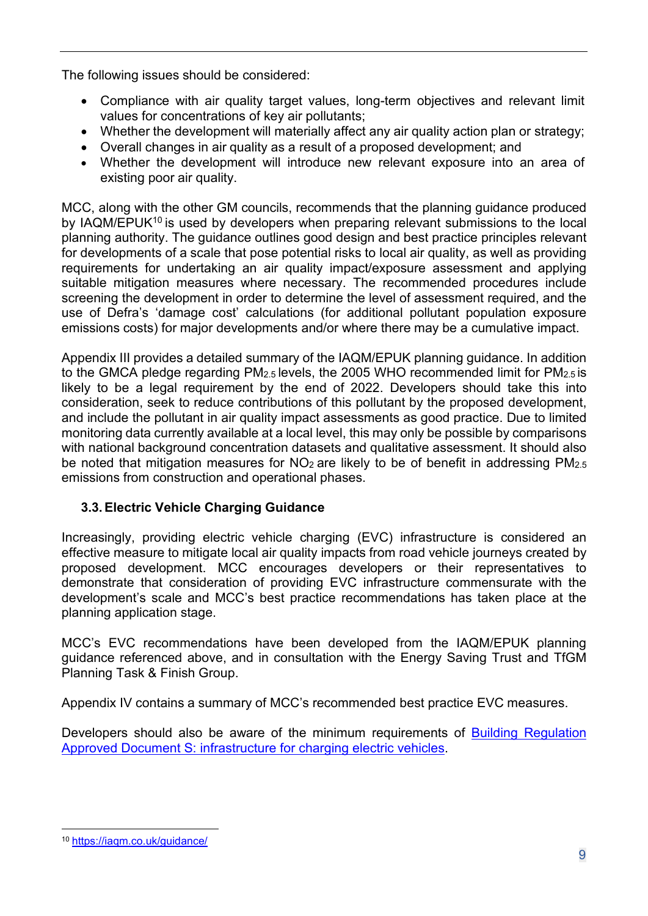The following issues should be considered:

- Compliance with air quality target values, long-term objectives and relevant limit values for concentrations of key air pollutants;
- Whether the development will materially affect any air quality action plan or strategy;
- Overall changes in air quality as a result of a proposed development; and
- Whether the development will introduce new relevant exposure into an area of existing poor air quality.

MCC, along with the other GM councils, recommends that the planning guidance produced by IAQM/EPUK[10] is used by developers when preparing relevant submissions to the local planning authority. The guidance outlines good design and best practice principles relevant for developments of a scale that pose potential risks to local air quality, as well as providing requirements for undertaking an air quality impact/exposure assessment and applying suitable mitigation measures where necessary. The recommended procedures include screening the development in order to determine the level of assessment required, and the use of Defra's 'damage cost' calculations (for additional pollutant population exposure emissions costs) for major developments and/or where there may be a cumulative impact.

Appendix III provides a detailed summary of the IAQM/EPUK planning guidance. In addition to the GMCA pledge regarding $PM_{2.5}$ levels, the 2005 WHO recommended limit for $PM_{2.5}$ is likely to be a legal requirement by the end of 2022. Developers should take this into consideration, seek to reduce contributions of this pollutant by the proposed development, and include the pollutant in air quality impact assessments as good practice. Due to limited monitoring data currently available at a local level, this may only be possible by comparisons with national background concentration datasets and qualitative assessment. It should also be noted that mitigation measures for $NO_2$ are likely to be of benefit in addressing $PM_{2.5}$ emissions from construction and operational phases.

### 3.3. Electric Vehicle Charging Guidance

Increasingly, providing electric vehicle charging (EVC) infrastructure is considered an effective measure to mitigate local air quality impacts from road vehicle journeys created by proposed development. MCC encourages developers or their representatives to demonstrate that consideration of providing EVC infrastructure commensurate with the development's scale and MCC's best practice recommendations has taken place at the planning application stage.

MCC's EVC recommendations have been developed from the IAQM/EPUK planning guidance referenced above, and in consultation with the Energy Saving Trust and TfGM Planning Task & Finish Group.

Appendix IV contains a summary of MCC's recommended best practice EVC measures.

Developers should also be aware of the minimum requirements of Building Regulation Approved Document S: infrastructure for charging electric vehicles.

---

[10] https://iaqm.co.uk/guidance/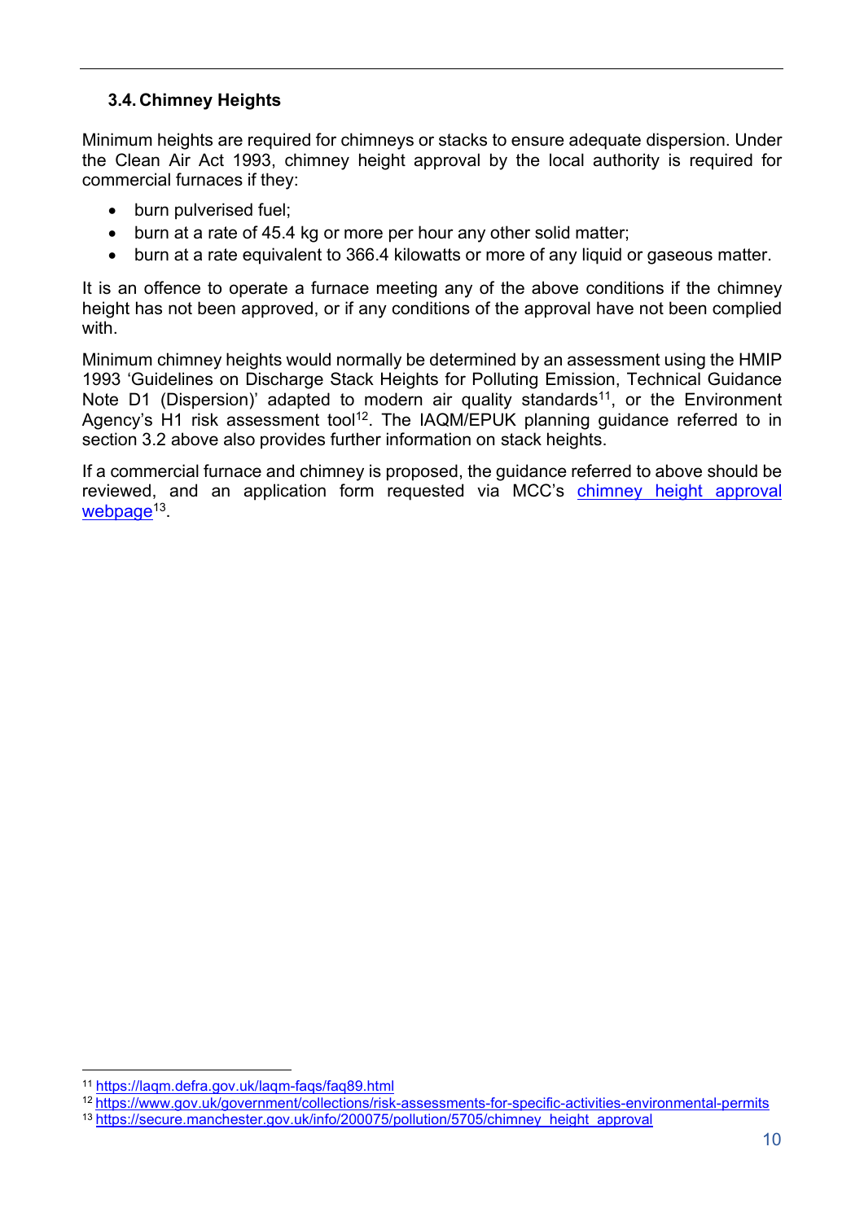### 3.4. Chimney Heights

Minimum heights are required for chimneys or stacks to ensure adequate dispersion. Under the Clean Air Act 1993, chimney height approval by the local authority is required for commercial furnaces if they:

- burn pulverised fuel;
- burn at a rate of 45.4 kg or more per hour any other solid matter;
- burn at a rate equivalent to 366.4 kilowatts or more of any liquid or gaseous matter.

It is an offence to operate a furnace meeting any of the above conditions if the chimney height has not been approved, or if any conditions of the approval have not been complied with.

Minimum chimney heights would normally be determined by an assessment using the HMIP 1993 'Guidelines on Discharge Stack Heights for Polluting Emission, Technical Guidance Note D1 (Dispersion)' adapted to modern air quality standards[11], or the Environment Agency's H1 risk assessment tool[12]. The IAQM/EPUK planning guidance referred to in section 3.2 above also provides further information on stack heights.

If a commercial furnace and chimney is proposed, the guidance referred to above should be reviewed, and an application form requested via MCC's [chimney height approval webpage](https://secure.manchester.gov.uk/info/200075/pollution/5705/chimney_height_approval)[13].

---

[11] https://laqm.defra.gov.uk/laqm-faqs/faq89.html

[12] https://www.gov.uk/government/collections/risk-assessments-for-specific-activities-environmental-permits

[13] https://secure.manchester.gov.uk/info/200075/pollution/5705/chimney_height_approval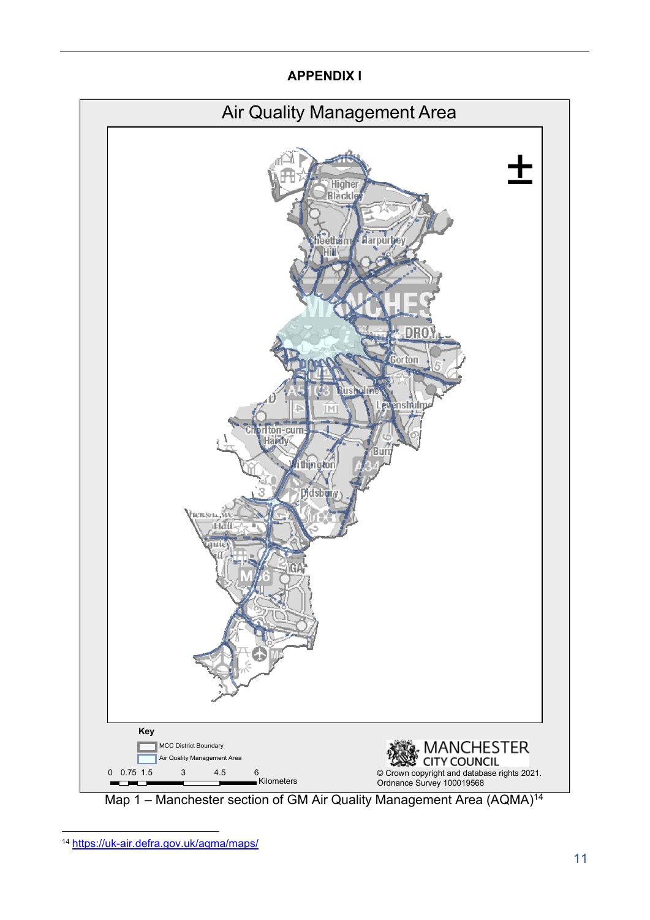## APPENDIX I

Air Quality Management Area

Key

MCC District Boundary

Air Quality Management Area

0 0.75 1.5 3 4.5 6 Kilometers

MANCHESTER CITY COUNCIL

© Crown copyright and database rights 2021. Ordnance Survey 100019568

Map 1 – Manchester section of GM Air Quality Management Area (AQMA)[14]

---

[14] https://uk-air.defra.gov.uk/aqma/maps/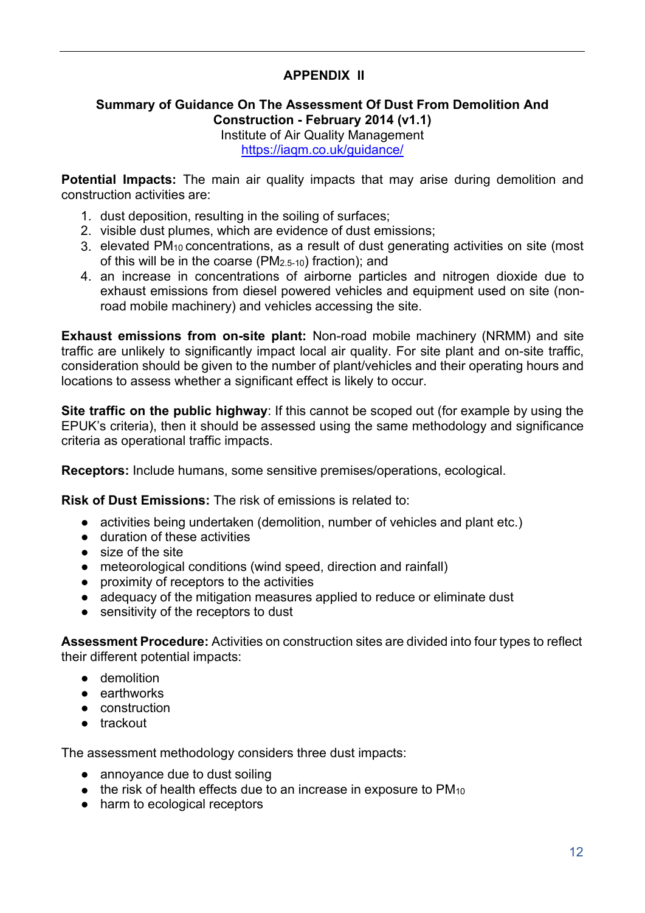# APPENDIX II

## Summary of Guidance On The Assessment Of Dust From Demolition And Construction - February 2014 (v1.1)

Institute of Air Quality Management
https://iaqm.co.uk/guidance/

**Potential Impacts:** The main air quality impacts that may arise during demolition and construction activities are:

1. dust deposition, resulting in the soiling of surfaces;
2. visible dust plumes, which are evidence of dust emissions;
3. elevated $PM_{10}$ concentrations, as a result of dust generating activities on site (most of this will be in the coarse ($PM_{2.5-10}$) fraction); and
4. an increase in concentrations of airborne particles and nitrogen dioxide due to exhaust emissions from diesel powered vehicles and equipment used on site (non-road mobile machinery) and vehicles accessing the site.

**Exhaust emissions from on-site plant:** Non-road mobile machinery (NRMM) and site traffic are unlikely to significantly impact local air quality. For site plant and on-site traffic, consideration should be given to the number of plant/vehicles and their operating hours and locations to assess whether a significant effect is likely to occur.

**Site traffic on the public highway**: If this cannot be scoped out (for example by using the EPUK's criteria), then it should be assessed using the same methodology and significance criteria as operational traffic impacts.

**Receptors:** Include humans, some sensitive premises/operations, ecological.

**Risk of Dust Emissions:** The risk of emissions is related to:

- activities being undertaken (demolition, number of vehicles and plant etc.)
- duration of these activities
- size of the site
- meteorological conditions (wind speed, direction and rainfall)
- proximity of receptors to the activities
- adequacy of the mitigation measures applied to reduce or eliminate dust
- sensitivity of the receptors to dust

**Assessment Procedure:** Activities on construction sites are divided into four types to reflect their different potential impacts:

- demolition
- earthworks
- construction
- trackout

The assessment methodology considers three dust impacts:

- annoyance due to dust soiling
- the risk of health effects due to an increase in exposure to $PM_{10}$
- harm to ecological receptors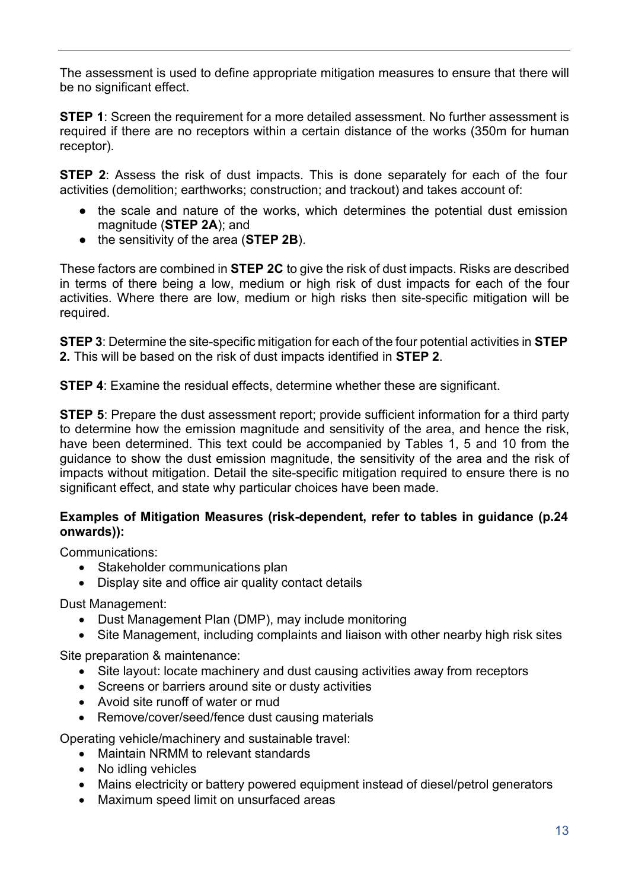The assessment is used to define appropriate mitigation measures to ensure that there will be no significant effect.

**STEP 1**: Screen the requirement for a more detailed assessment. No further assessment is required if there are no receptors within a certain distance of the works (350m for human receptor).

**STEP 2**: Assess the risk of dust impacts. This is done separately for each of the four activities (demolition; earthworks; construction; and trackout) and takes account of:

- the scale and nature of the works, which determines the potential dust emission magnitude (**STEP 2A**); and
- the sensitivity of the area (**STEP 2B**).

These factors are combined in **STEP 2C** to give the risk of dust impacts. Risks are described in terms of there being a low, medium or high risk of dust impacts for each of the four activities. Where there are low, medium or high risks then site-specific mitigation will be required.

**STEP 3**: Determine the site-specific mitigation for each of the four potential activities in **STEP 2.** This will be based on the risk of dust impacts identified in **STEP 2**.

**STEP 4**: Examine the residual effects, determine whether these are significant.

**STEP 5**: Prepare the dust assessment report; provide sufficient information for a third party to determine how the emission magnitude and sensitivity of the area, and hence the risk, have been determined. This text could be accompanied by Tables 1, 5 and 10 from the guidance to show the dust emission magnitude, the sensitivity of the area and the risk of impacts without mitigation. Detail the site-specific mitigation required to ensure there is no significant effect, and state why particular choices have been made.

**Examples of Mitigation Measures (risk-dependent, refer to tables in guidance (p.24 onwards)):**

Communications:

- Stakeholder communications plan
- Display site and office air quality contact details

Dust Management:

- Dust Management Plan (DMP), may include monitoring
- Site Management, including complaints and liaison with other nearby high risk sites

Site preparation & maintenance:

- Site layout: locate machinery and dust causing activities away from receptors
- Screens or barriers around site or dusty activities
- Avoid site runoff of water or mud
- Remove/cover/seed/fence dust causing materials

Operating vehicle/machinery and sustainable travel:

- Maintain NRMM to relevant standards
- No idling vehicles
- Mains electricity or battery powered equipment instead of diesel/petrol generators
- Maximum speed limit on unsurfaced areas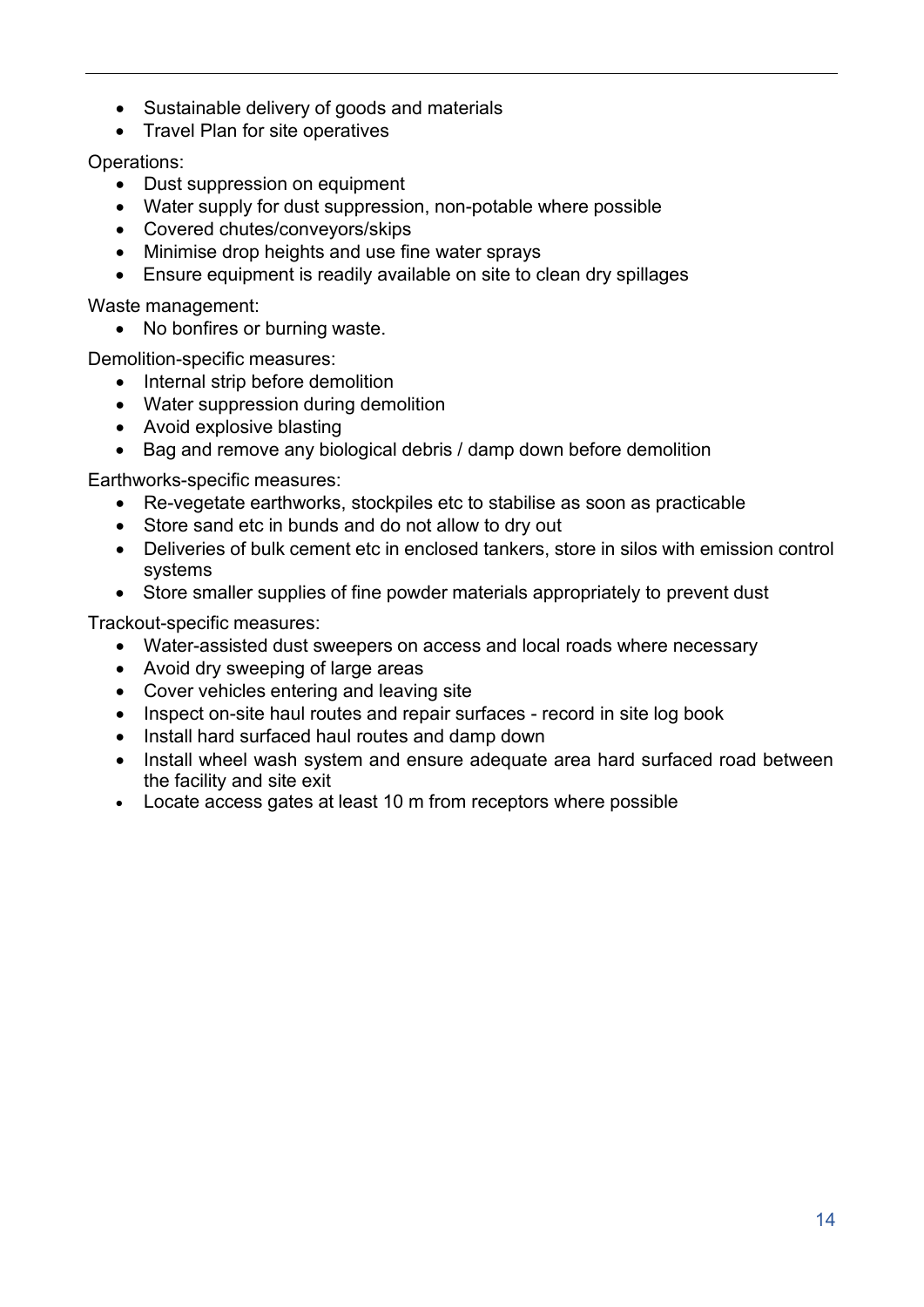- Sustainable delivery of goods and materials
- Travel Plan for site operatives

Operations:

- Dust suppression on equipment
- Water supply for dust suppression, non-potable where possible
- Covered chutes/conveyors/skips
- Minimise drop heights and use fine water sprays
- Ensure equipment is readily available on site to clean dry spillages

Waste management:

- No bonfires or burning waste.

Demolition-specific measures:

- Internal strip before demolition
- Water suppression during demolition
- Avoid explosive blasting
- Bag and remove any biological debris / damp down before demolition

Earthworks-specific measures:

- Re-vegetate earthworks, stockpiles etc to stabilise as soon as practicable
- Store sand etc in bunds and do not allow to dry out
- Deliveries of bulk cement etc in enclosed tankers, store in silos with emission control systems
- Store smaller supplies of fine powder materials appropriately to prevent dust

Trackout-specific measures:

- Water-assisted dust sweepers on access and local roads where necessary
- Avoid dry sweeping of large areas
- Cover vehicles entering and leaving site
- Inspect on-site haul routes and repair surfaces - record in site log book
- Install hard surfaced haul routes and damp down
- Install wheel wash system and ensure adequate area hard surfaced road between the facility and site exit
- Locate access gates at least 10 m from receptors where possible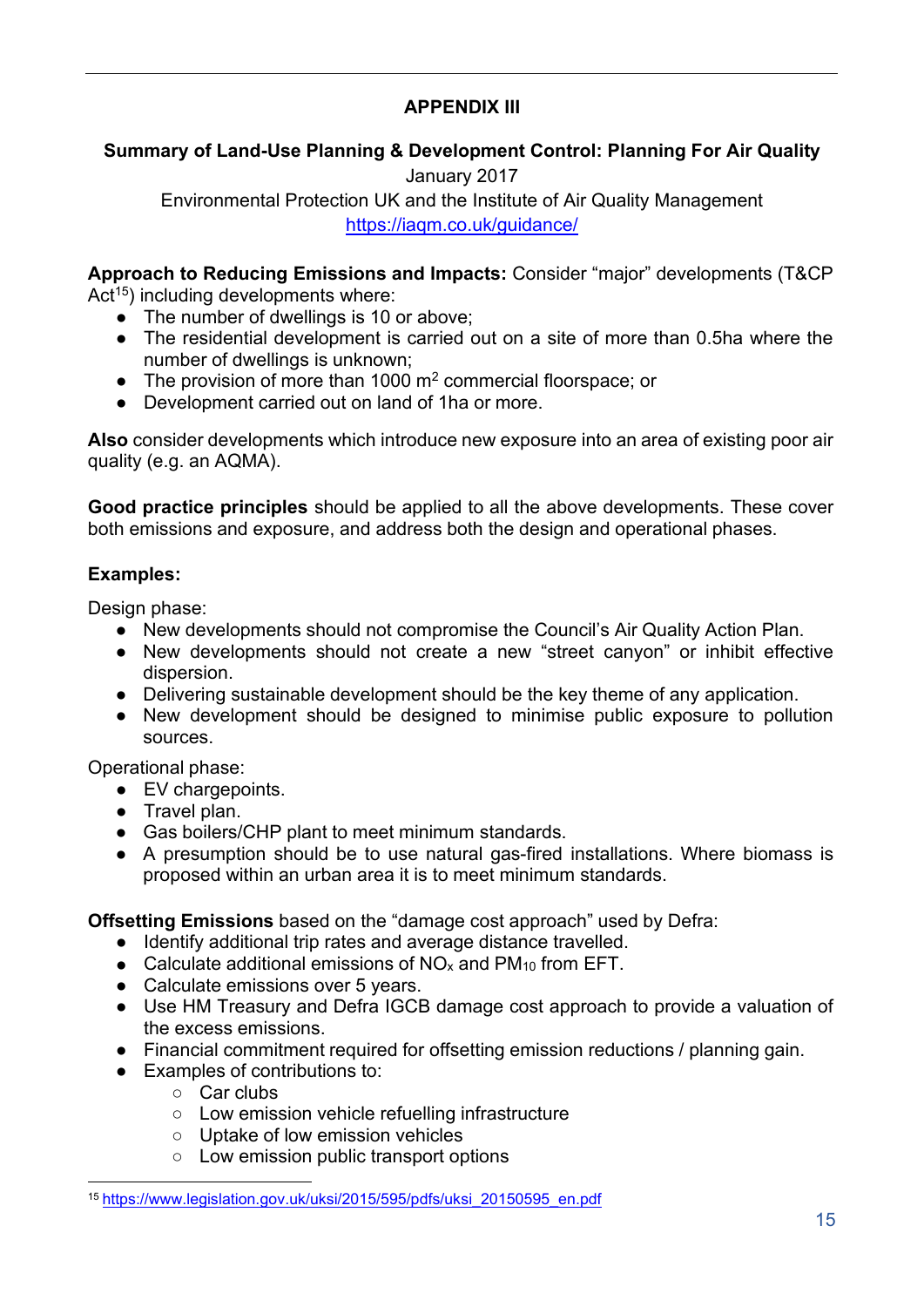## APPENDIX III

**Summary of Land-Use Planning & Development Control: Planning For Air Quality**

January 2017

Environmental Protection UK and the Institute of Air Quality Management

https://iaqm.co.uk/guidance/

**Approach to Reducing Emissions and Impacts:** Consider "major" developments (T&CP Act[15]) including developments where:

- The number of dwellings is 10 or above;
- The residential development is carried out on a site of more than 0.5ha where the number of dwellings is unknown;
- The provision of more than 1000 $m^2$ commercial floorspace; or
- Development carried out on land of 1ha or more.

**Also** consider developments which introduce new exposure into an area of existing poor air quality (e.g. an AQMA).

**Good practice principles** should be applied to all the above developments. These cover both emissions and exposure, and address both the design and operational phases.

**Examples:**

Design phase:

- New developments should not compromise the Council's Air Quality Action Plan.
- New developments should not create a new "street canyon" or inhibit effective dispersion.
- Delivering sustainable development should be the key theme of any application.
- New development should be designed to minimise public exposure to pollution sources.

Operational phase:

- EV chargepoints.
- Travel plan.
- Gas boilers/CHP plant to meet minimum standards.
- A presumption should be to use natural gas-fired installations. Where biomass is proposed within an urban area it is to meet minimum standards.

**Offsetting Emissions** based on the "damage cost approach" used by Defra:

- Identify additional trip rates and average distance travelled.
- Calculate additional emissions of $NO_x$ and $PM_{10}$ from EFT.
- Calculate emissions over 5 years.
- Use HM Treasury and Defra IGCB damage cost approach to provide a valuation of the excess emissions.
- Financial commitment required for offsetting emission reductions / planning gain.
- Examples of contributions to:
    - Car clubs
    - Low emission vehicle refuelling infrastructure
    - Uptake of low emission vehicles
    - Low emission public transport options

[15] https://www.legislation.gov.uk/uksi/2015/595/pdfs/uksi_20150595_en.pdf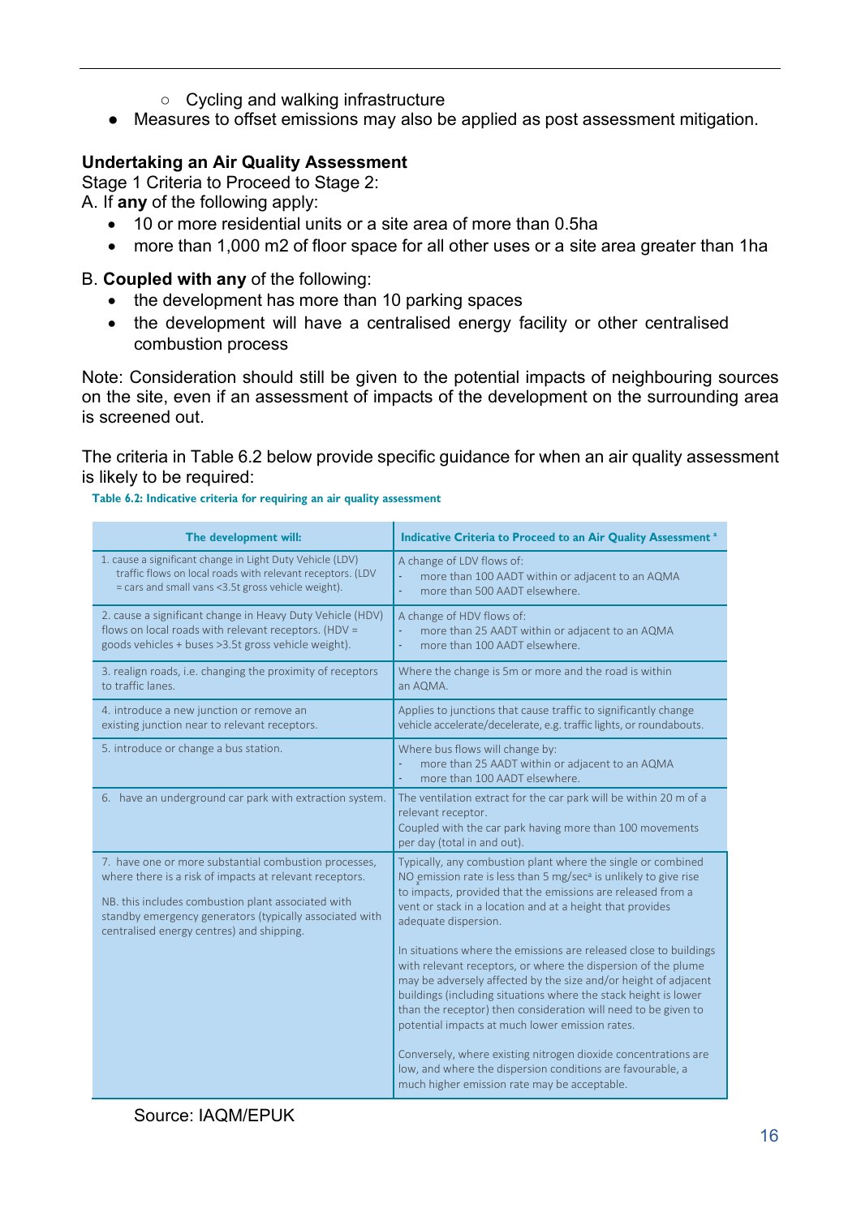- Cycling and walking infrastructure
- Measures to offset emissions may also be applied as post assessment mitigation.

**Undertaking an Air Quality Assessment**

Stage 1 Criteria to Proceed to Stage 2:

A. If **any** of the following apply:

- 10 or more residential units or a site area of more than 0.5ha
- more than 1,000 m2 of floor space for all other uses or a site area greater than 1ha

B. **Coupled with any** of the following:

- the development has more than 10 parking spaces
- the development will have a centralised energy facility or other centralised combustion process

Note: Consideration should still be given to the potential impacts of neighbouring sources on the site, even if an assessment of impacts of the development on the surrounding area is screened out.

The criteria in Table 6.2 below provide specific guidance for when an air quality assessment is likely to be required:

**Table 6.2: Indicative criteria for requiring an air quality assessment**

| The development will: | Indicative Criteria to Proceed to an Air Quality Assessment [a] |
|---|---|
| 1. cause a significant change in Light Duty Vehicle (LDV) traffic flows on local roads with relevant receptors. (LDV = cars and small vans <3.5t gross vehicle weight). | A change of LDV flows of:<br>- more than 100 AADT within or adjacent to an AQMA<br>- more than 500 AADT elsewhere. |
| 2. cause a significant change in Heavy Duty Vehicle (HDV) flows on local roads with relevant receptors. (HDV = goods vehicles + buses >3.5t gross vehicle weight). | A change of HDV flows of:<br>- more than 25 AADT within or adjacent to an AQMA<br>- more than 100 AADT elsewhere. |
| 3. realign roads, i.e. changing the proximity of receptors to traffic lanes. | Where the change is 5m or more and the road is within an AQMA. |
| 4. introduce a new junction or remove an existing junction near to relevant receptors. | Applies to junctions that cause traffic to significantly change vehicle accelerate/decelerate, e.g. traffic lights, or roundabouts. |
| 5. introduce or change a bus station. | Where bus flows will change by:<br>- more than 25 AADT within or adjacent to an AQMA<br>- more than 100 AADT elsewhere. |
| 6. have an underground car park with extraction system. | The ventilation extract for the car park will be within 20 m of a relevant receptor.<br>Coupled with the car park having more than 100 movements per day (total in and out). |
| 7. have one or more substantial combustion processes, where there is a risk of impacts at relevant receptors.<br><br>NB. this includes combustion plant associated with standby emergency generators (typically associated with centralised energy centres) and shipping. | Typically, any combustion plant where the single or combined $NO_x$ emission rate is less than 5 mg/sec[a] is unlikely to give rise to impacts, provided that the emissions are released from a vent or stack in a location and at a height that provides adequate dispersion.<br><br>In situations where the emissions are released close to buildings with relevant receptors, or where the dispersion of the plume may be adversely affected by the size and/or height of adjacent buildings (including situations where the stack height is lower than the receptor) then consideration will need to be given to potential impacts at much lower emission rates.<br><br>Conversely, where existing nitrogen dioxide concentrations are low, and where the dispersion conditions are favourable, a much higher emission rate may be acceptable. |

Source: IAQM/EPUK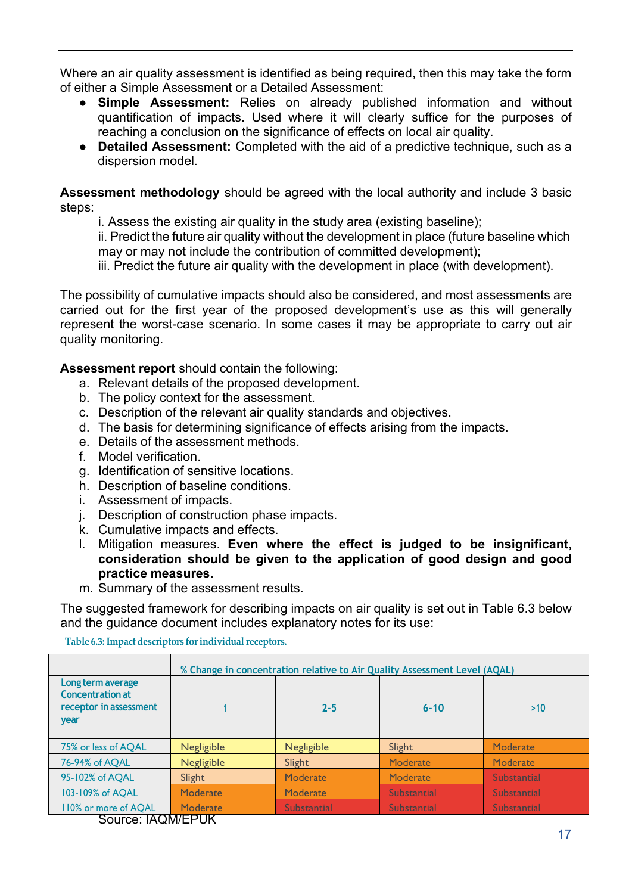Where an air quality assessment is identified as being required, then this may take the form of either a Simple Assessment or a Detailed Assessment:

- **Simple Assessment:** Relies on already published information and without quantification of impacts. Used where it will clearly suffice for the purposes of reaching a conclusion on the significance of effects on local air quality.
- **Detailed Assessment:** Completed with the aid of a predictive technique, such as a dispersion model.

**Assessment methodology** should be agreed with the local authority and include 3 basic steps:

i. Assess the existing air quality in the study area (existing baseline);
ii. Predict the future air quality without the development in place (future baseline which may or may not include the contribution of committed development);
iii. Predict the future air quality with the development in place (with development).

The possibility of cumulative impacts should also be considered, and most assessments are carried out for the first year of the proposed development's use as this will generally represent the worst-case scenario. In some cases it may be appropriate to carry out air quality monitoring.

**Assessment report** should contain the following:

a. Relevant details of the proposed development.
b. The policy context for the assessment.
c. Description of the relevant air quality standards and objectives.
d. The basis for determining significance of effects arising from the impacts.
e. Details of the assessment methods.
f. Model verification.
g. Identification of sensitive locations.
h. Description of baseline conditions.
i. Assessment of impacts.
j. Description of construction phase impacts.
k. Cumulative impacts and effects.
l. Mitigation measures. **Even where the effect is judged to be insignificant, consideration should be given to the application of good design and good practice measures.**
m. Summary of the assessment results.

The suggested framework for describing impacts on air quality is set out in Table 6.3 below and the guidance document includes explanatory notes for its use:

Table 6.3: Impact descriptors for individual receptors.

| | % Change in concentration relative to Air Quality Assessment Level (AQAL) | | | |
|---|---|---|---|---|
| Long term average Concentration at receptor in assessment year | 1 | 2-5 | 6-10 | >10 |
| 75% or less of AQAL | Negligible | Negligible | Slight | Moderate |
| 76-94% of AQAL | Negligible | Slight | Moderate | Moderate |
| 95-102% of AQAL | Slight | Moderate | Moderate | Substantial |
| 103-109% of AQAL | Moderate | Moderate | Substantial | Substantial |
| 110% or more of AQAL | Moderate | Substantial | Substantial | Substantial |

Source: IAQM/EPUK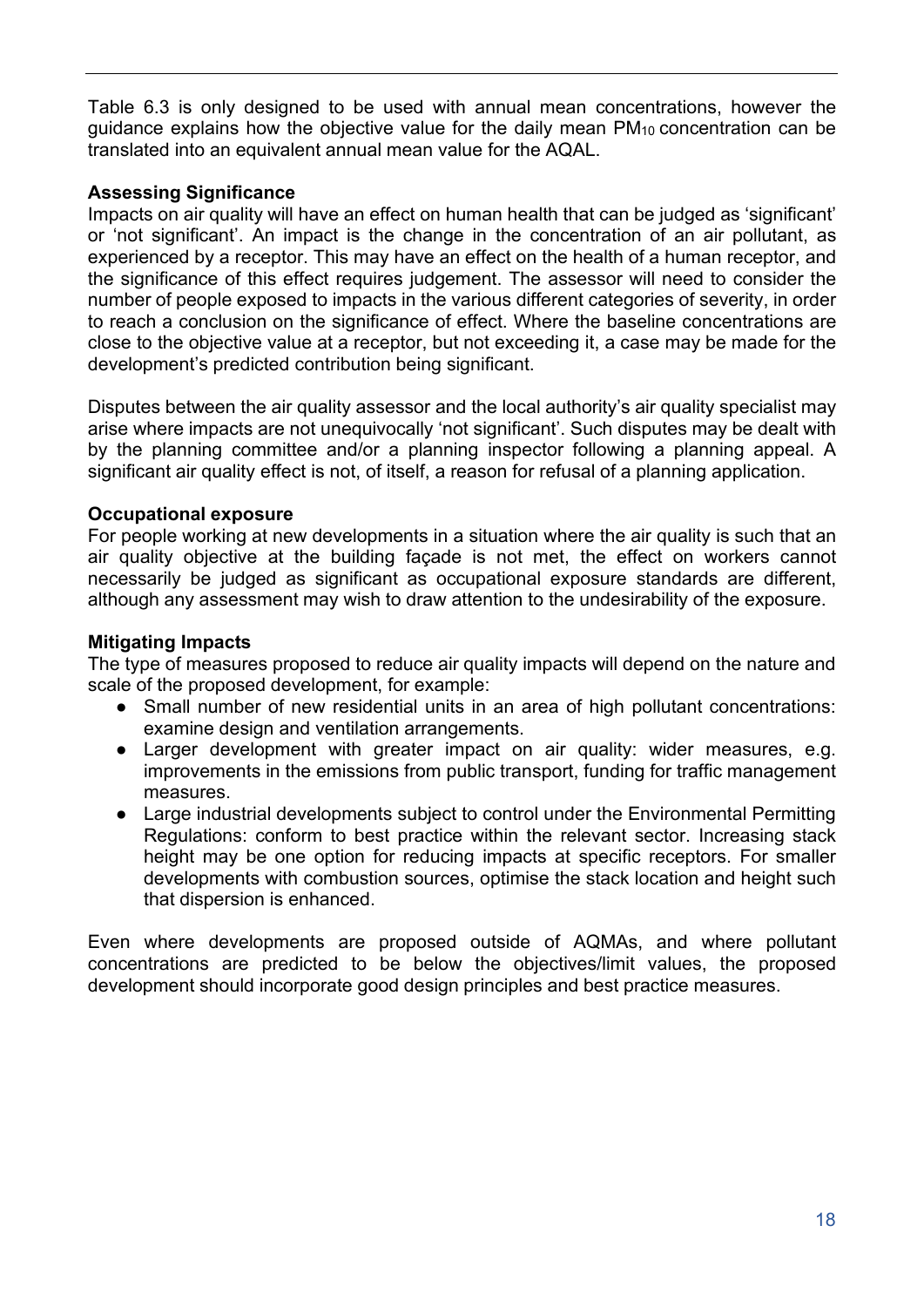Table 6.3 is only designed to be used with annual mean concentrations, however the guidance explains how the objective value for the daily mean $PM_{10}$ concentration can be translated into an equivalent annual mean value for the AQAL.

**Assessing Significance**

Impacts on air quality will have an effect on human health that can be judged as 'significant' or 'not significant'. An impact is the change in the concentration of an air pollutant, as experienced by a receptor. This may have an effect on the health of a human receptor, and the significance of this effect requires judgement. The assessor will need to consider the number of people exposed to impacts in the various different categories of severity, in order to reach a conclusion on the significance of effect. Where the baseline concentrations are close to the objective value at a receptor, but not exceeding it, a case may be made for the development's predicted contribution being significant.

Disputes between the air quality assessor and the local authority's air quality specialist may arise where impacts are not unequivocally 'not significant'. Such disputes may be dealt with by the planning committee and/or a planning inspector following a planning appeal. A significant air quality effect is not, of itself, a reason for refusal of a planning application.

**Occupational exposure**

For people working at new developments in a situation where the air quality is such that an air quality objective at the building façade is not met, the effect on workers cannot necessarily be judged as significant as occupational exposure standards are different, although any assessment may wish to draw attention to the undesirability of the exposure.

**Mitigating Impacts**

The type of measures proposed to reduce air quality impacts will depend on the nature and scale of the proposed development, for example:

- Small number of new residential units in an area of high pollutant concentrations: examine design and ventilation arrangements.
- Larger development with greater impact on air quality: wider measures, e.g. improvements in the emissions from public transport, funding for traffic management measures.
- Large industrial developments subject to control under the Environmental Permitting Regulations: conform to best practice within the relevant sector. Increasing stack height may be one option for reducing impacts at specific receptors. For smaller developments with combustion sources, optimise the stack location and height such that dispersion is enhanced.

Even where developments are proposed outside of AQMAs, and where pollutant concentrations are predicted to be below the objectives/limit values, the proposed development should incorporate good design principles and best practice measures.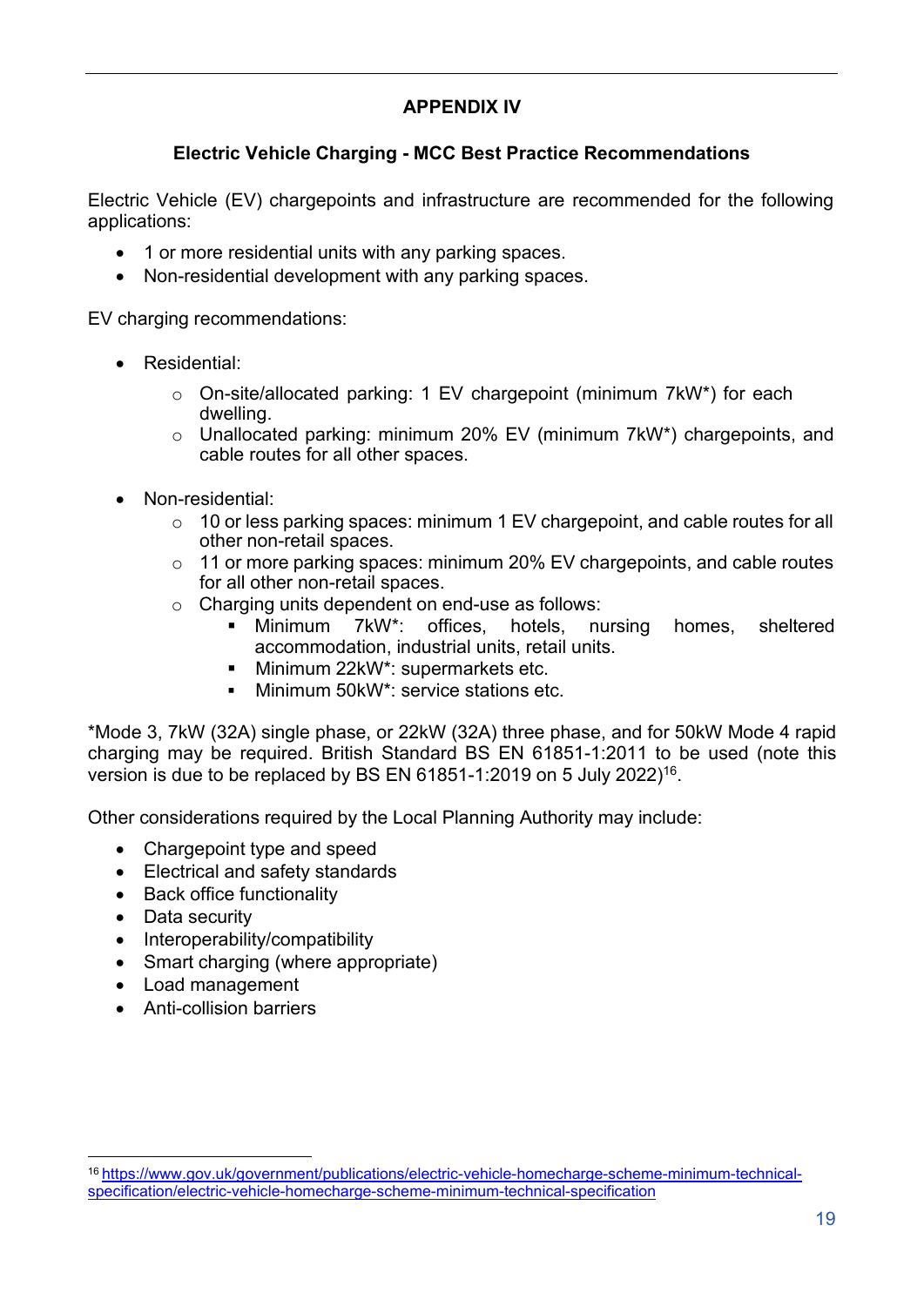## APPENDIX IV

### Electric Vehicle Charging - MCC Best Practice Recommendations

Electric Vehicle (EV) chargepoints and infrastructure are recommended for the following applications:

- 1 or more residential units with any parking spaces.
- Non-residential development with any parking spaces.

EV charging recommendations:

- Residential:
  - On-site/allocated parking: 1 EV chargepoint (minimum 7kW*) for each dwelling.
  - Unallocated parking: minimum 20% EV (minimum 7kW*) chargepoints, and cable routes for all other spaces.

- Non-residential:
  - 10 or less parking spaces: minimum 1 EV chargepoint, and cable routes for all other non-retail spaces.
  - 11 or more parking spaces: minimum 20% EV chargepoints, and cable routes for all other non-retail spaces.
  - Charging units dependent on end-use as follows:
    - Minimum 7kW*: offices, hotels, nursing homes, sheltered accommodation, industrial units, retail units.
    - Minimum 22kW*: supermarkets etc.
    - Minimum 50kW*: service stations etc.

*Mode 3, 7kW (32A) single phase, or 22kW (32A) three phase, and for 50kW Mode 4 rapid charging may be required. British Standard BS EN 61851-1:2011 to be used (note this version is due to be replaced by BS EN 61851-1:2019 on 5 July 2022)[16].

Other considerations required by the Local Planning Authority may include:

- Chargepoint type and speed
- Electrical and safety standards
- Back office functionality
- Data security
- Interoperability/compatibility
- Smart charging (where appropriate)
- Load management
- Anti-collision barriers

[16] https://www.gov.uk/government/publications/electric-vehicle-homecharge-scheme-minimum-technical-specification/electric-vehicle-homecharge-scheme-minimum-technical-specification